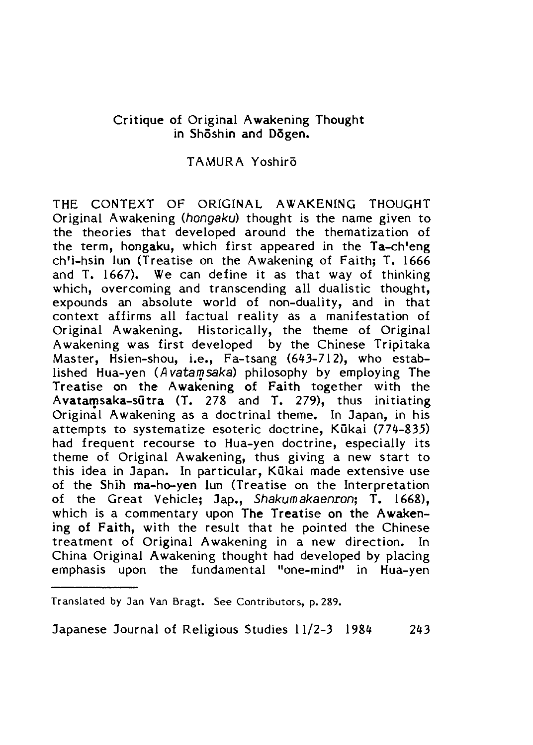# Critique of Original Awakening Thought in Shōshin and Dōgen.

TAMURA Yoshirō

## THE CONTEXT OF ORIGINAL AWAKENING THOUGHT

Original Awakening (*hongaku*) thought is the name given to the theories that developed around the thematization of the term, **hongaku**, which first appeared in the **Ta-ch'eng ch'i-hsin lun** (Treatise on the Awakening of Faith; T. 1666 and T. 1667). We can define it as that way of thinking which, overcoming and transcending all dualistic thought, expounds an absolute world of non-duality, and in that context affirms all factual reality as a manifestation of Original Awakening. Historically, the theme of Original Awakening was first developed by the Chinese Tripitaka Master, Hsien-shou, i.e., Fa-tsang (643-712), who established Hua-yen (*Avataṃsaka*) philosophy by employing **The Treatise on the Awakening of Faith** together with the **Avataṃsaka-sūtra** (T. 278 and T. 279), thus initiating Original Awakening as a doctrinal theme. In Japan, in his attempts to systematize esoteric doctrine, Kūkai (774-835) had frequent recourse to Hua-yen doctrine, especially its theme of Original Awakening, thus giving a new start to this idea in Japan. In particular, Kūkai made extensive use of the **Shih ma-ho-yen lun** (Treatise on the Interpretation of the Great Vehicle; Jap., *Shakumakaenron*; T. 1668), which is a commentary upon **The Treatise on the Awakening of Faith**, with the result that he pointed the Chinese treatment of Original Awakening in a new direction. In China Original Awakening thought had developed by placing emphasis upon the fundamental "one-mind" in Hua-yen

Translated by Jan Van Bragt. See Contributors, p. 289.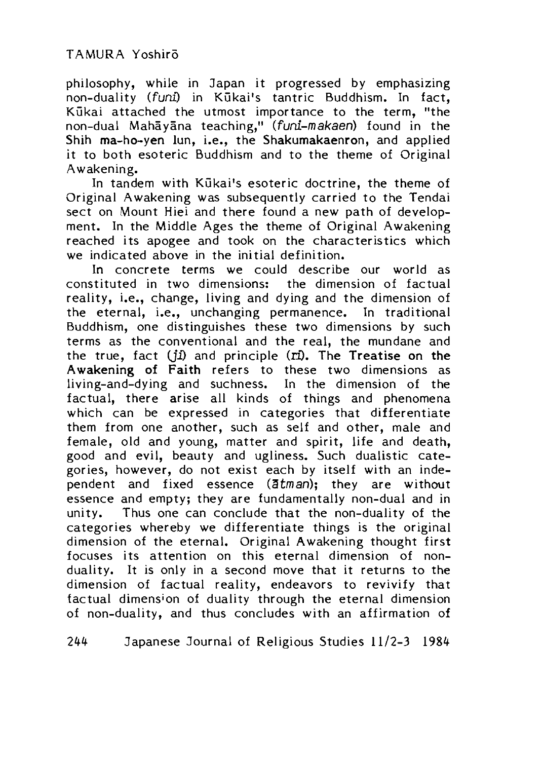philosophy, while in Japan it progressed by emphasizing non-duality (*funi*) in Kūkai's tantric Buddhism. In fact, Kūkai attached the utmost importance to the term, "the non-dual Mahāyāna teaching," (*funi-makaen*) found in the **Shih ma-ho-yen lun**, i.e., the **Shakumakaenron**, and applied it to both esoteric Buddhism and to the theme of Original Awakening.

In tandem with Kūkai's esoteric doctrine, the theme of Original Awakening was subsequently carried to the Tendai sect on Mount Hiei and there found a new path of development. In the Middle Ages the theme of Original Awakening reached its apogee and took on the characteristics which we indicated above in the initial definition.

In concrete terms we could describe our world as constituted in two dimensions: the dimension of factual reality, i.e., change, living and dying and the dimension of the eternal, i.e., unchanging permanence. In traditional Buddhism, one distinguishes these two dimensions by such terms as the conventional and the real, the mundane and the true, fact (*ji*) and principle (*ri*). The **Treatise on the Awakening of Faith** refers to these two dimensions as living-and-dying and suchness. In the dimension of the factual, there arise all kinds of things and phenomena which can be expressed in categories that differentiate them from one another, such as self and other, male and female, old and young, matter and spirit, life and death, good and evil, beauty and ugliness. Such dualistic categories, however, do not exist each by itself with an independent and fixed essence (*ātman*); they are without essence and empty; they are fundamentally non-dual and in unity. Thus one can conclude that the non-duality of the categories whereby we differentiate things is the original dimension of the eternal. Original Awakening thought first focuses its attention on this eternal dimension of non-duality. It is only in a second move that it returns to the dimension of factual reality, endeavors to revivify that factual dimension of duality through the eternal dimension of non-duality, and thus concludes with an affirmation of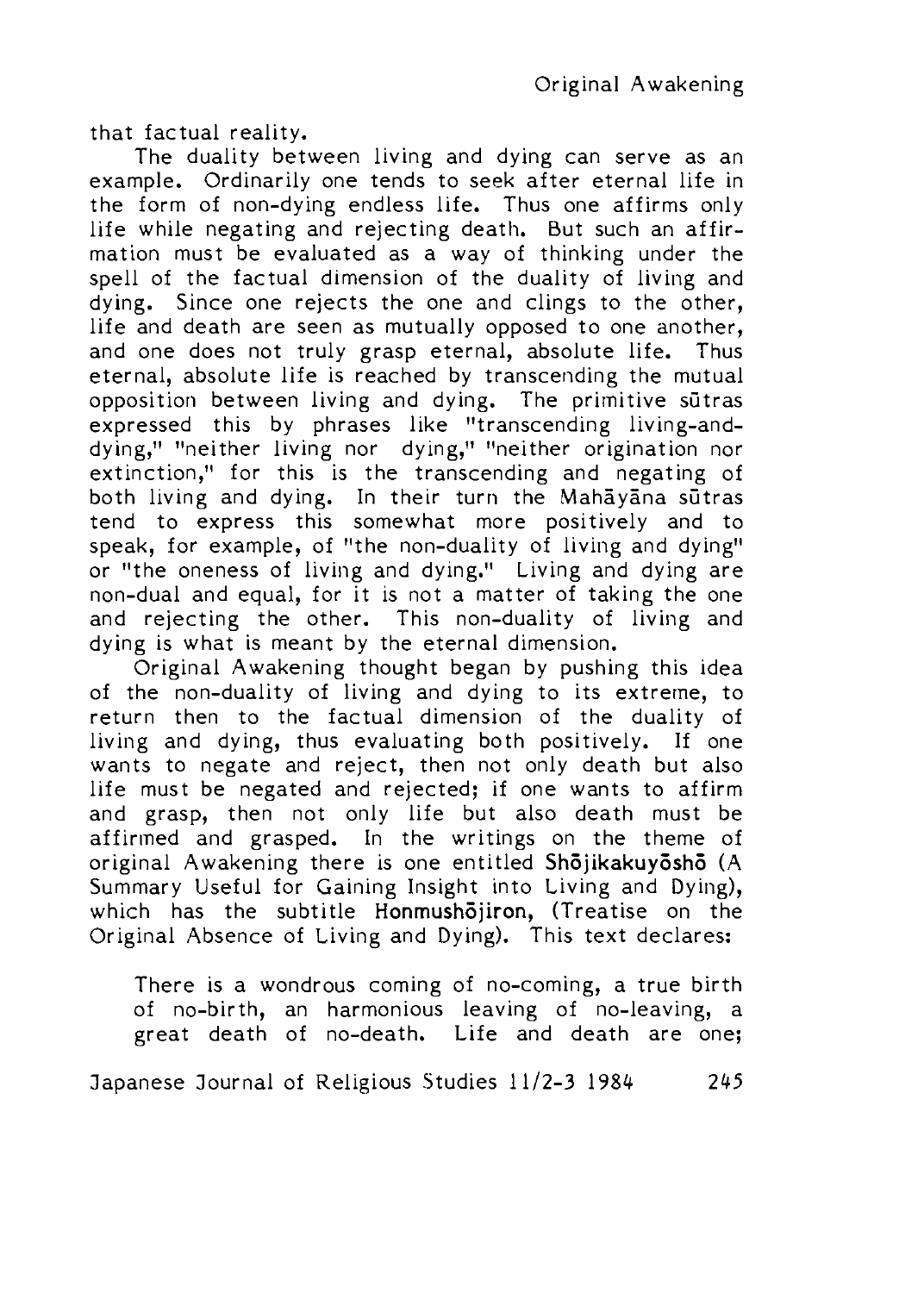that factual reality.

The duality between living and dying can serve as an example. Ordinarily one tends to seek after eternal life in the form of non-dying endless life. Thus one affirms only life while negating and rejecting death. But such an affirmation must be evaluated as a way of thinking under the spell of the factual dimension of the duality of living and dying. Since one rejects the one and clings to the other, life and death are seen as mutually opposed to one another, and one does not truly grasp eternal, absolute life. Thus eternal, absolute life is reached by transcending the mutual opposition between living and dying. The primitive sūtras expressed this by phrases like "transcending living-and-dying," "neither living nor dying," "neither origination nor extinction," for this is the transcending and negating of both living and dying. In their turn the Mahāyāna sūtras tend to express this somewhat more positively and to speak, for example, of "the non-duality of living and dying" or "the oneness of living and dying." Living and dying are non-dual and equal, for it is not a matter of taking the one and rejecting the other. This non-duality of living and dying is what is meant by the eternal dimension.

Original Awakening thought began by pushing this idea of the non-duality of living and dying to its extreme, to return then to the factual dimension of the duality of living and dying, thus evaluating both positively. If one wants to negate and reject, then not only death but also life must be negated and rejected; if one wants to affirm and grasp, then not only life but also death must be affirmed and grasped. In the writings on the theme of original Awakening there is one entitled **Shōjikakuyōshō** (A Summary Useful for Gaining Insight into Living and Dying), which has the subtitle **Honmushōjiron**, (Treatise on the Original Absence of Living and Dying). This text declares:

> There is a wondrous coming of no-coming, a true birth of no-birth, an harmonious leaving of no-leaving, a great death of no-death. Life and death are one;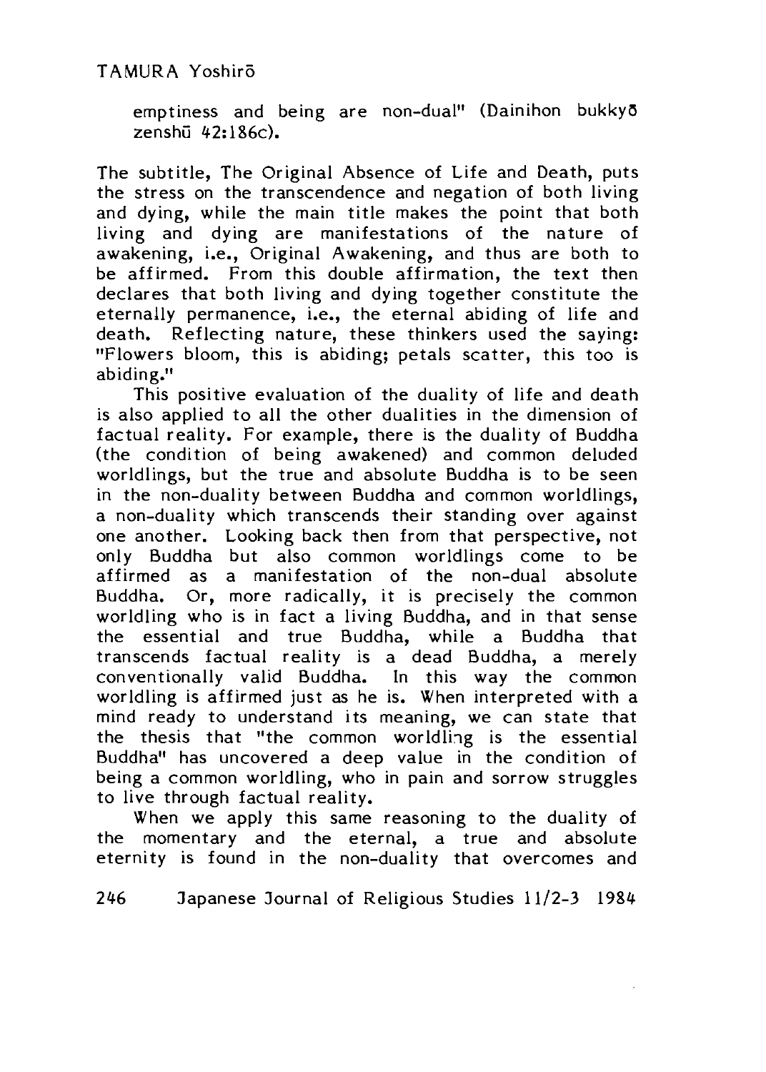emptiness and being are non-dual" (Dainihon bukkyō zenshū 42:186c).

The subtitle, The Original Absence of Life and Death, puts the stress on the transcendence and negation of both living and dying, while the main title makes the point that both living and dying are manifestations of the nature of awakening, i.e., Original Awakening, and thus are both to be affirmed. From this double affirmation, the text then declares that both living and dying together constitute the eternally permanence, i.e., the eternal abiding of life and death. Reflecting nature, these thinkers used the saying: "Flowers bloom, this is abiding; petals scatter, this too is abiding."

This positive evaluation of the duality of life and death is also applied to all the other dualities in the dimension of factual reality. For example, there is the duality of Buddha (the condition of being awakened) and common deluded worldlings, but the true and absolute Buddha is to be seen in the non-duality between Buddha and common worldlings, a non-duality which transcends their standing over against one another. Looking back then from that perspective, not only Buddha but also common worldlings come to be affirmed as a manifestation of the non-dual absolute Buddha. Or, more radically, it is precisely the common worldling who is in fact a living Buddha, and in that sense the essential and true Buddha, while a Buddha that transcends factual reality is a dead Buddha, a merely conventionally valid Buddha. In this way the common worldling is affirmed just as he is. When interpreted with a mind ready to understand its meaning, we can state that the thesis that "the common worldling is the essential Buddha" has uncovered a deep value in the condition of being a common worldling, who in pain and sorrow struggles to live through factual reality.

When we apply this same reasoning to the duality of the momentary and the eternal, a true and absolute eternity is found in the non-duality that overcomes and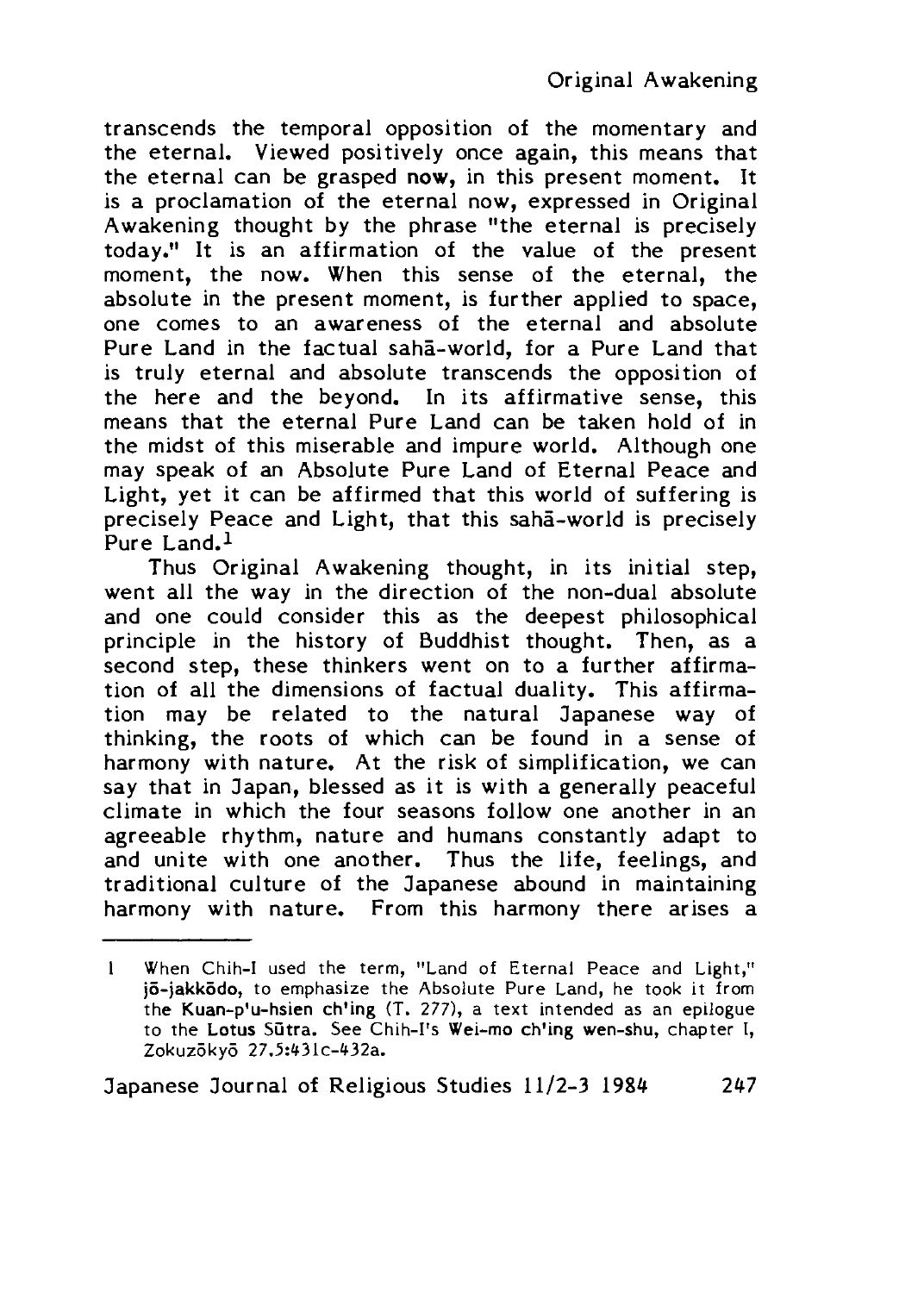transcends the temporal opposition of the momentary and the eternal. Viewed positively once again, this means that the eternal can be grasped **now**, in this present moment. It is a proclamation of the eternal now, expressed in Original Awakening thought by the phrase "the eternal is precisely today." It is an affirmation of the value of the present moment, the now. When this sense of the eternal, the absolute in the present moment, is further applied to space, one comes to an awareness of the eternal and absolute Pure Land in the factual sahā-world, for a Pure Land that is truly eternal and absolute transcends the opposition of the here and the beyond. In its affirmative sense, this means that the eternal Pure Land can be taken hold of in the midst of this miserable and impure world. Although one may speak of an Absolute Pure Land of Eternal Peace and Light, yet it can be affirmed that this world of suffering is precisely Peace and Light, that this sahā-world is precisely Pure Land.[1]

Thus Original Awakening thought, in its initial step, went all the way in the direction of the non-dual absolute and one could consider this as the deepest philosophical principle in the history of Buddhist thought. Then, as a second step, these thinkers went on to a further affirmation of all the dimensions of factual duality. This affirmation may be related to the natural Japanese way of thinking, the roots of which can be found in a sense of harmony with nature. At the risk of simplification, we can say that in Japan, blessed as it is with a generally peaceful climate in which the four seasons follow one another in an agreeable rhythm, nature and humans constantly adapt to and unite with one another. Thus the life, feelings, and traditional culture of the Japanese abound in maintaining harmony with nature. From this harmony there arises a

---

1 When Chih-I used the term, "Land of Eternal Peace and Light," **jō-jakkōdo**, to emphasize the Absolute Pure Land, he took it from the **Kuan-p'u-hsien ch'ing** (T. 277), a text intended as an epilogue to the **Lotus** Sūtra. See Chih-I's **Wei-mo ch'ing wen-shu**, chapter I, Zokuzōkyō 27.5:431c-432a.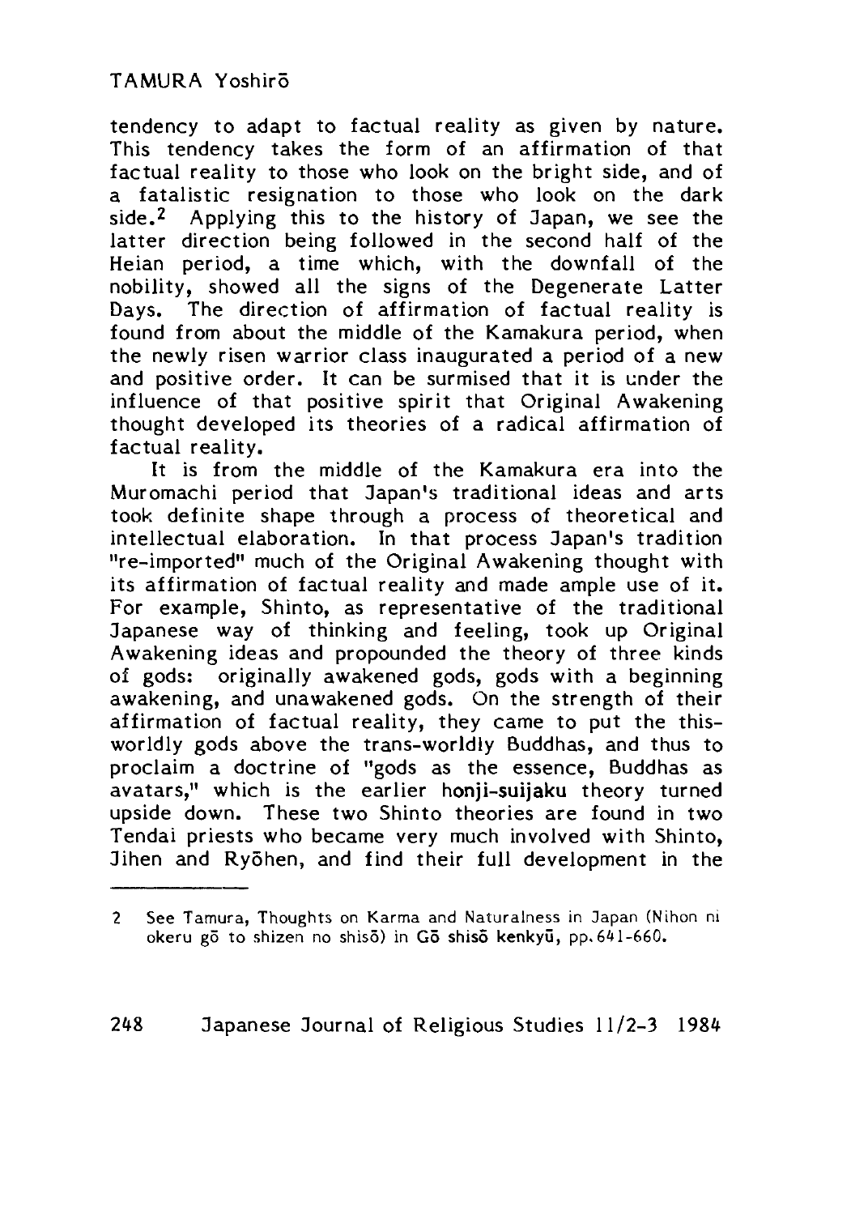tendency to adapt to factual reality as given by nature. This tendency takes the form of an affirmation of that factual reality to those who look on the bright side, and of a fatalistic resignation to those who look on the dark side.[2] Applying this to the history of Japan, we see the latter direction being followed in the second half of the Heian period, a time which, with the downfall of the nobility, showed all the signs of the Degenerate Latter Days. The direction of affirmation of factual reality is found from about the middle of the Kamakura period, when the newly risen warrior class inaugurated a period of a new and positive order. It can be surmised that it is under the influence of that positive spirit that Original Awakening thought developed its theories of a radical affirmation of factual reality.

It is from the middle of the Kamakura era into the Muromachi period that Japan's traditional ideas and arts took definite shape through a process of theoretical and intellectual elaboration. In that process Japan's tradition "re-imported" much of the Original Awakening thought with its affirmation of factual reality and made ample use of it. For example, Shinto, as representative of the traditional Japanese way of thinking and feeling, took up Original Awakening ideas and propounded the theory of three kinds of gods: originally awakened gods, gods with a beginning awakening, and unawakened gods. On the strength of their affirmation of factual reality, they came to put the this-worldly gods above the trans-worldly Buddhas, and thus to proclaim a doctrine of "gods as the essence, Buddhas as avatars," which is the earlier **honji-suijaku** theory turned upside down. These two Shinto theories are found in two Tendai priests who became very much involved with Shinto, Jihen and Ryōhen, and find their full development in the

---

2 See Tamura, Thoughts on Karma and Naturalness in Japan (Nihon ni okeru gō to shizen no shisō) in **Gō shisō kenkyū**, pp. 641-660.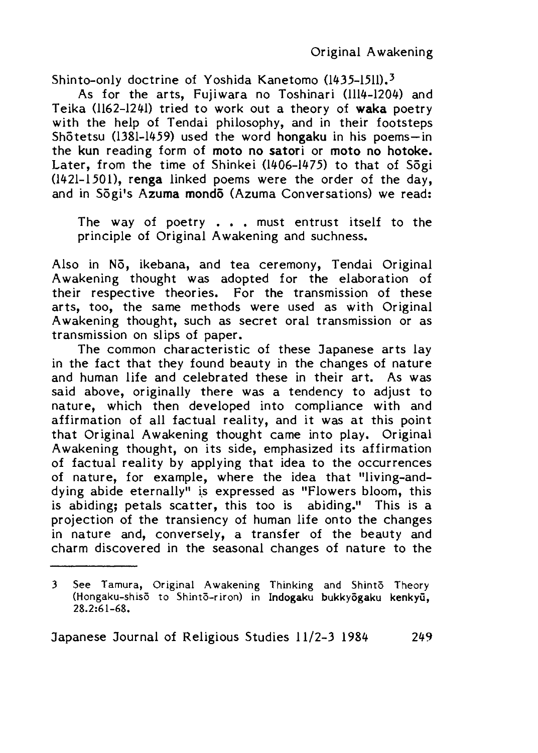Shinto-only doctrine of Yoshida Kanetomo (1435-1511).[3]

As for the arts, Fujiwara no Toshinari (1114-1204) and Teika (1162-1241) tried to work out a theory of **waka** poetry with the help of Tendai philosophy, and in their footsteps Shōtetsu (1381-1459) used the word **hongaku** in his poems—in the **kun** reading form of **moto no satori** or **moto no hotoke.** Later, from the time of Shinkei (1406-1475) to that of Sōgi (1421-1501), **renga** linked poems were the order of the day, and in Sōgi's **Azuma mondō** (Azuma Conversations) we read:

> The way of poetry . . . must entrust itself to the principle of Original Awakening and suchness.

Also in Nō, ikebana, and tea ceremony, Tendai Original Awakening thought was adopted for the elaboration of their respective theories. For the transmission of these arts, too, the same methods were used as with Original Awakening thought, such as secret oral transmission or as transmission on slips of paper.

The common characteristic of these Japanese arts lay in the fact that they found beauty in the changes of nature and human life and celebrated these in their art. As was said above, originally there was a tendency to adjust to nature, which then developed into compliance with and affirmation of all factual reality, and it was at this point that Original Awakening thought came into play. Original Awakening thought, on its side, emphasized its affirmation of factual reality by applying that idea to the occurrences of nature, for example, where the idea that "living-and-dying abide eternally" is expressed as "Flowers bloom, this is abiding; petals scatter, this too is abiding." This is a projection of the transiency of human life onto the changes in nature and, conversely, a transfer of the beauty and charm discovered in the seasonal changes of nature to the

---

3 See Tamura, Original Awakening Thinking and Shintō Theory (Hongaku-shisō to Shintō-riron) in **Indogaku bukkyōgaku kenkyū**, 28.2:61-68.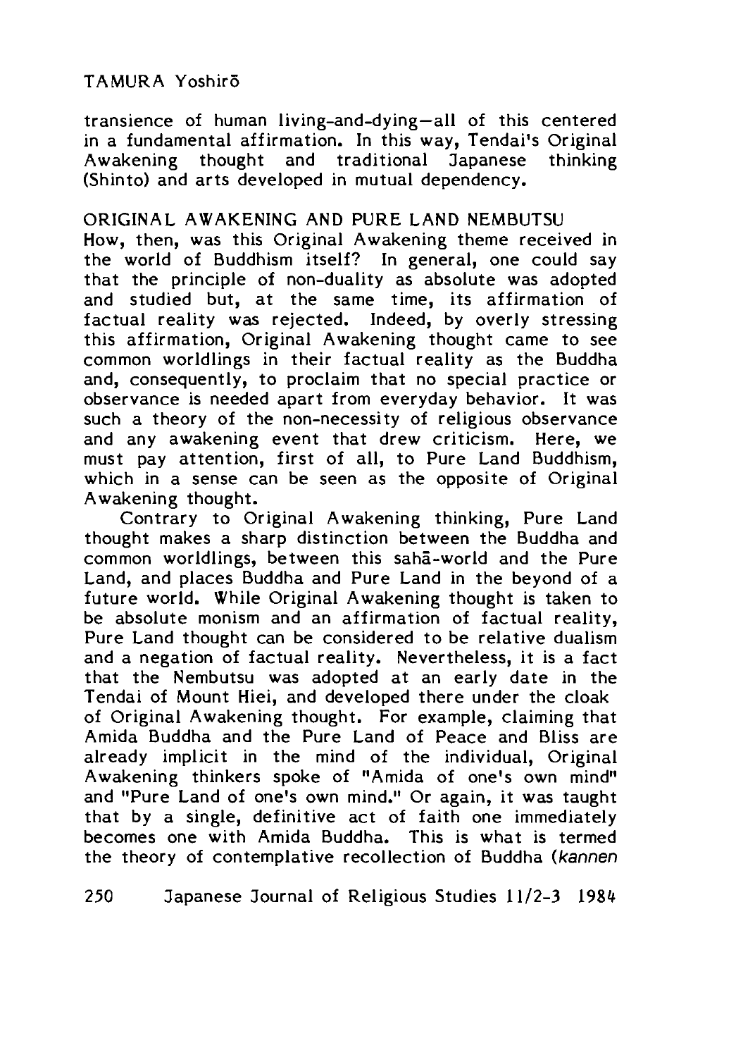transience of human living-and-dying—all of this centered in a fundamental affirmation. In this way, Tendai's Original Awakening thought and traditional Japanese thinking (Shinto) and arts developed in mutual dependency.

## ORIGINAL AWAKENING AND PURE LAND NEMBUTSU

How, then, was this Original Awakening theme received in the world of Buddhism itself? In general, one could say that the principle of non-duality as absolute was adopted and studied but, at the same time, its affirmation of factual reality was rejected. Indeed, by overly stressing this affirmation, Original Awakening thought came to see common worldlings in their factual reality as the Buddha and, consequently, to proclaim that no special practice or observance is needed apart from everyday behavior. It was such a theory of the non-necessity of religious observance and any awakening event that drew criticism. Here, we must pay attention, first of all, to Pure Land Buddhism, which in a sense can be seen as the opposite of Original Awakening thought.

Contrary to Original Awakening thinking, Pure Land thought makes a sharp distinction between the Buddha and common worldlings, between this sahā-world and the Pure Land, and places Buddha and Pure Land in the beyond of a future world. While Original Awakening thought is taken to be absolute monism and an affirmation of factual reality, Pure Land thought can be considered to be relative dualism and a negation of factual reality. Nevertheless, it is a fact that the Nembutsu was adopted at an early date in the Tendai of Mount Hiei, and developed there under the cloak of Original Awakening thought. For example, claiming that Amida Buddha and the Pure Land of Peace and Bliss are already implicit in the mind of the individual, Original Awakening thinkers spoke of "Amida of one's own mind" and "Pure Land of one's own mind." Or again, it was taught that by a single, definitive act of faith one immediately becomes one with Amida Buddha. This is what is termed the theory of contemplative recollection of Buddha (*kannen*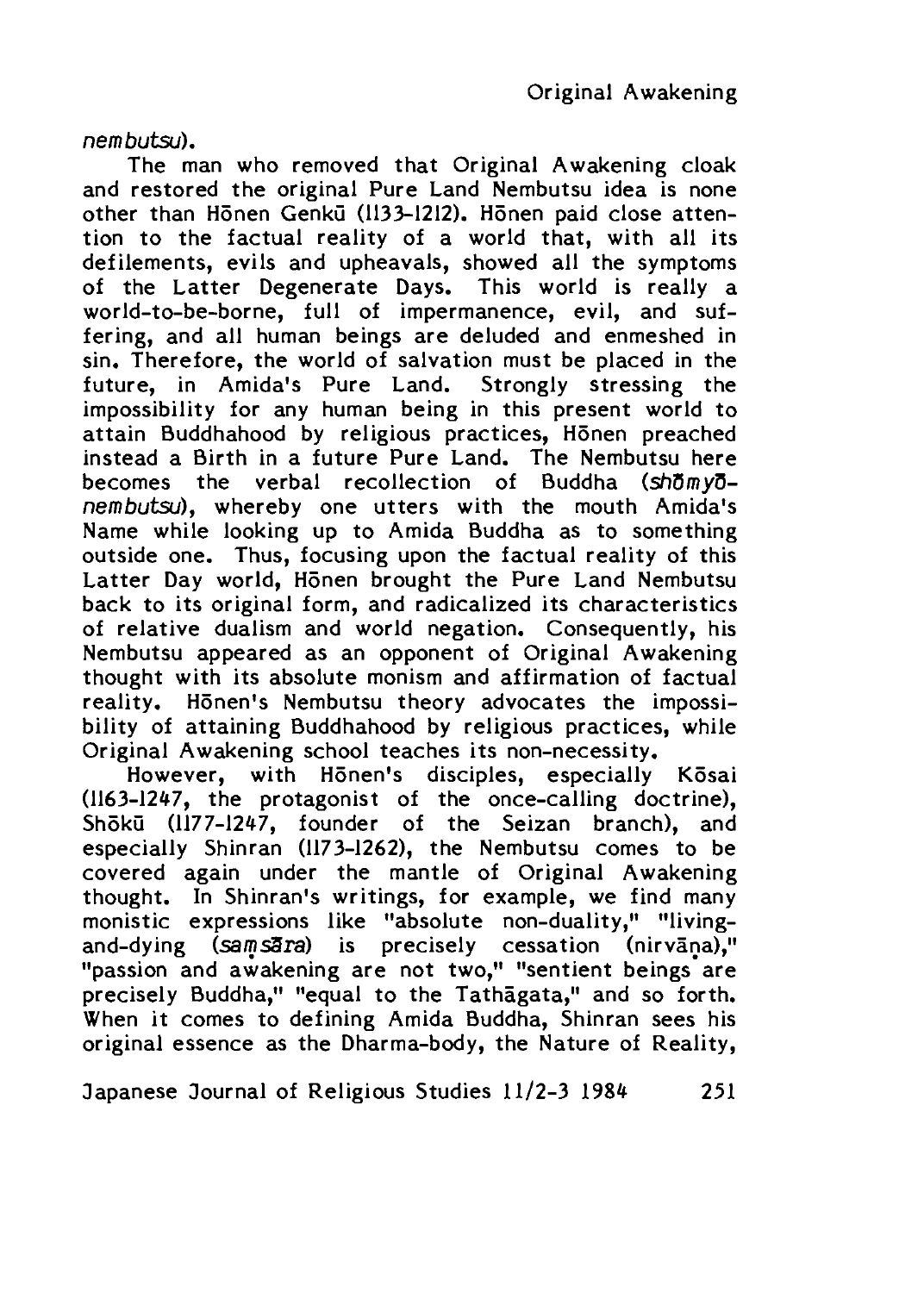*nembutsu*).

The man who removed that Original Awakening cloak and restored the original Pure Land Nembutsu idea is none other than Hōnen Genkū (1133-1212). Hōnen paid close attention to the factual reality of a world that, with all its defilements, evils and upheavals, showed all the symptoms of the Latter Degenerate Days. This world is really a world-to-be-borne, full of impermanence, evil, and suffering, and all human beings are deluded and enmeshed in sin. Therefore, the world of salvation must be placed in the future, in Amida's Pure Land. Strongly stressing the impossibility for any human being in this present world to attain Buddhahood by religious practices, Hōnen preached instead a Birth in a future Pure Land. The Nembutsu here becomes the verbal recollection of Buddha (*shōmyō-nembutsu*), whereby one utters with the mouth Amida's Name while looking up to Amida Buddha as to something outside one. Thus, focusing upon the factual reality of this Latter Day world, Hōnen brought the Pure Land Nembutsu back to its original form, and radicalized its characteristics of relative dualism and world negation. Consequently, his Nembutsu appeared as an opponent of Original Awakening thought with its absolute monism and affirmation of factual reality. Hōnen's Nembutsu theory advocates the impossibility of attaining Buddhahood by religious practices, while Original Awakening school teaches its non-necessity.

However, with Hōnen's disciples, especially Kōsai (1163-1247, the protagonist of the once-calling doctrine), Shōkū (1177-1247, founder of the Seizan branch), and especially Shinran (1173-1262), the Nembutsu comes to be covered again under the mantle of Original Awakening thought. In Shinran's writings, for example, we find many monistic expressions like "absolute non-duality," "living-and-dying (*saṃsāra*) is precisely cessation (nirvāṇa)," "passion and awakening are not two," "sentient beings are precisely Buddha," "equal to the Tathāgata," and so forth. When it comes to defining Amida Buddha, Shinran sees his original essence as the Dharma-body, the Nature of Reality,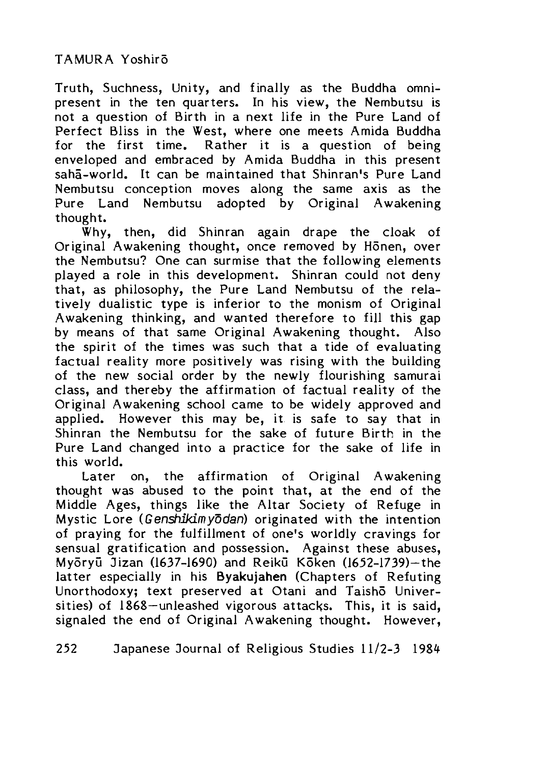Truth, Suchness, Unity, and finally as the Buddha omnipresent in the ten quarters. In his view, the Nembutsu is not a question of Birth in a next life in the Pure Land of Perfect Bliss in the West, where one meets Amida Buddha for the first time. Rather it is a question of being enveloped and embraced by Amida Buddha in this present sahā-world. It can be maintained that Shinran's Pure Land Nembutsu conception moves along the same axis as the Pure Land Nembutsu adopted by Original Awakening thought.

Why, then, did Shinran again drape the cloak of Original Awakening thought, once removed by Hōnen, over the Nembutsu? One can surmise that the following elements played a role in this development. Shinran could not deny that, as philosophy, the Pure Land Nembutsu of the relatively dualistic type is inferior to the monism of Original Awakening thinking, and wanted therefore to fill this gap by means of that same Original Awakening thought. Also the spirit of the times was such that a tide of evaluating factual reality more positively was rising with the building of the new social order by the newly flourishing samurai class, and thereby the affirmation of factual reality of the Original Awakening school came to be widely approved and applied. However this may be, it is safe to say that in Shinran the Nembutsu for the sake of future Birth in the Pure Land changed into a practice for the sake of life in this world.

Later on, the affirmation of Original Awakening thought was abused to the point that, at the end of the Middle Ages, things like the Altar Society of Refuge in Mystic Lore (*Genshikimyōdan*) originated with the intention of praying for the fulfillment of one's worldly cravings for sensual gratification and possession. Against these abuses, Myōryū Jizan (1637-1690) and Reikū Kōken (1652-1739)—the latter especially in his **Byakujahen** (Chapters of Refuting Unorthodoxy; text preserved at Otani and Taishō Universities) of 1868—unleashed vigorous attacks. This, it is said, signaled the end of Original Awakening thought. However,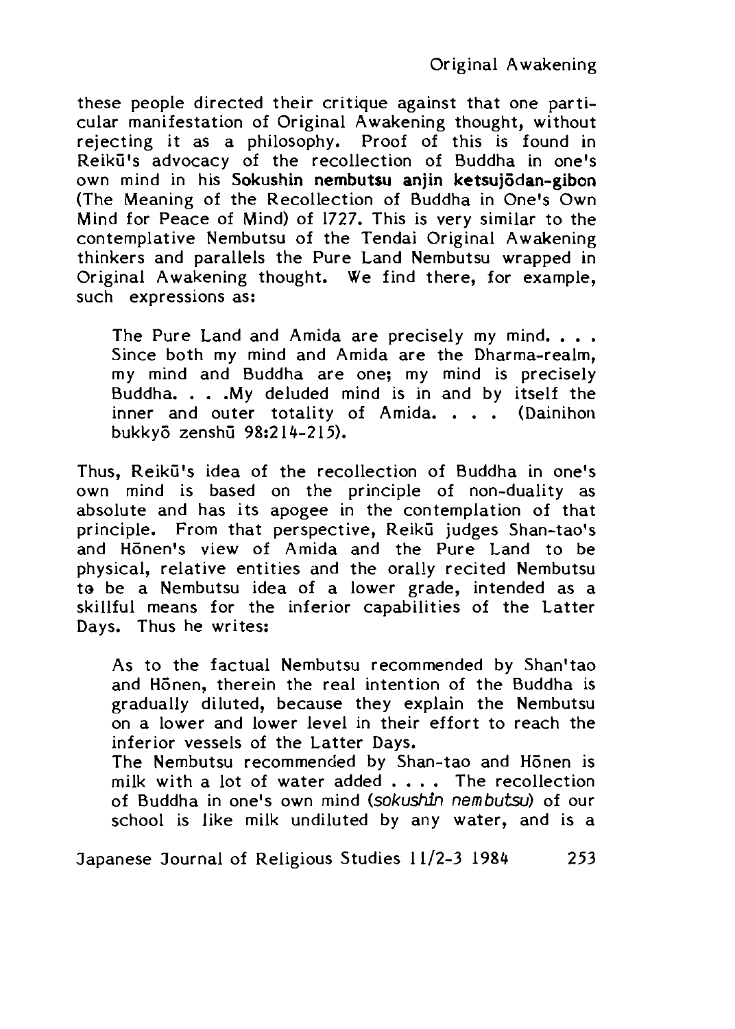these people directed their critique against that one particular manifestation of Original Awakening thought, without rejecting it as a philosophy. Proof of this is found in Reikū's advocacy of the recollection of Buddha in one's own mind in his **Sokushin nembutsu anjin ketsujōdan-gibon** (The Meaning of the Recollection of Buddha in One's Own Mind for Peace of Mind) of 1727. This is very similar to the contemplative Nembutsu of the Tendai Original Awakening thinkers and parallels the Pure Land Nembutsu wrapped in Original Awakening thought. We find there, for example, such expressions as:

> The Pure Land and Amida are precisely my mind. . . . Since both my mind and Amida are the Dharma-realm, my mind and Buddha are one; my mind is precisely Buddha. . . .My deluded mind is in and by itself the inner and outer totality of Amida. . . . (Dainihon bukkyō zenshū 98:214-215).

Thus, Reikū's idea of the recollection of Buddha in one's own mind is based on the principle of non-duality as absolute and has its apogee in the contemplation of that principle. From that perspective, Reikū judges Shan-tao's and Hōnen's view of Amida and the Pure Land to be physical, relative entities and the orally recited Nembutsu to be a Nembutsu idea of a lower grade, intended as a skillful means for the inferior capabilities of the Latter Days. Thus he writes:

> As to the factual Nembutsu recommended by Shan'tao and Hōnen, therein the real intention of the Buddha is gradually diluted, because they explain the Nembutsu on a lower and lower level in their effort to reach the inferior vessels of the Latter Days.
>
> The Nembutsu recommended by Shan-tao and Hōnen is milk with a lot of water added . . . . The recollection of Buddha in one's own mind (*sokushin nembutsu*) of our school is like milk undiluted by any water, and is a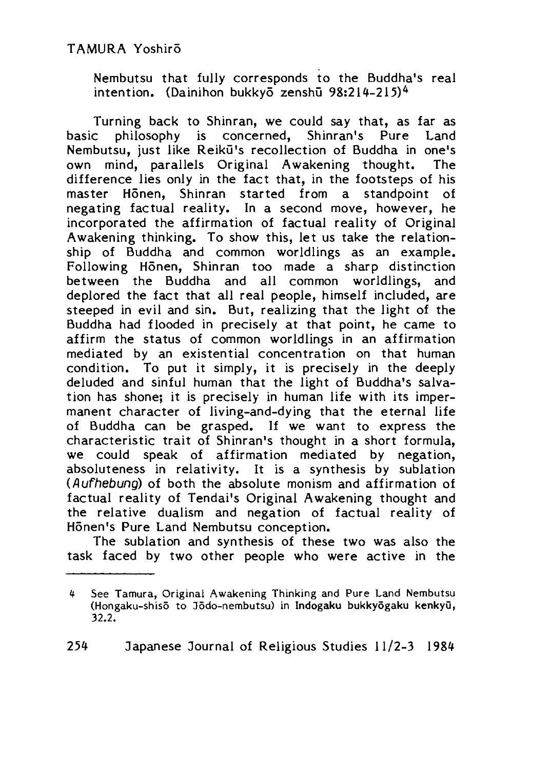Nembutsu that fully corresponds to the Buddha's real intention. (Dainihon bukkyō zenshū 98:214-215)[4]

Turning back to Shinran, we could say that, as far as basic philosophy is concerned, Shinran's Pure Land Nembutsu, just like Reikū's recollection of Buddha in one's own mind, parallels Original Awakening thought. The difference lies only in the fact that, in the footsteps of his master Hōnen, Shinran started from a standpoint of negating factual reality. In a second move, however, he incorporated the affirmation of factual reality of Original Awakening thinking. To show this, let us take the relationship of Buddha and common worldlings as an example. Following Hōnen, Shinran too made a sharp distinction between the Buddha and all common worldlings, and deplored the fact that all real people, himself included, are steeped in evil and sin. But, realizing that the light of the Buddha had flooded in precisely at that point, he came to affirm the status of common worldlings in an affirmation mediated by an existential concentration on that human condition. To put it simply, it is precisely in the deeply deluded and sinful human that the light of Buddha's salvation has shone; it is precisely in human life with its impermanent character of living-and-dying that the eternal life of Buddha can be grasped. If we want to express the characteristic trait of Shinran's thought in a short formula, we could speak of affirmation mediated by negation, absoluteness in relativity. It is a synthesis by sublation (*Aufhebung*) of both the absolute monism and affirmation of factual reality of Tendai's Original Awakening thought and the relative dualism and negation of factual reality of Hōnen's Pure Land Nembutsu conception.

The sublation and synthesis of these two was also the task faced by two other people who were active in the

---

4 See Tamura, Original Awakening Thinking and Pure Land Nembutsu (Hongaku-shisō to Jōdo-nembutsu) in **Indogaku bukkyōgaku kenkyū**, 32.2.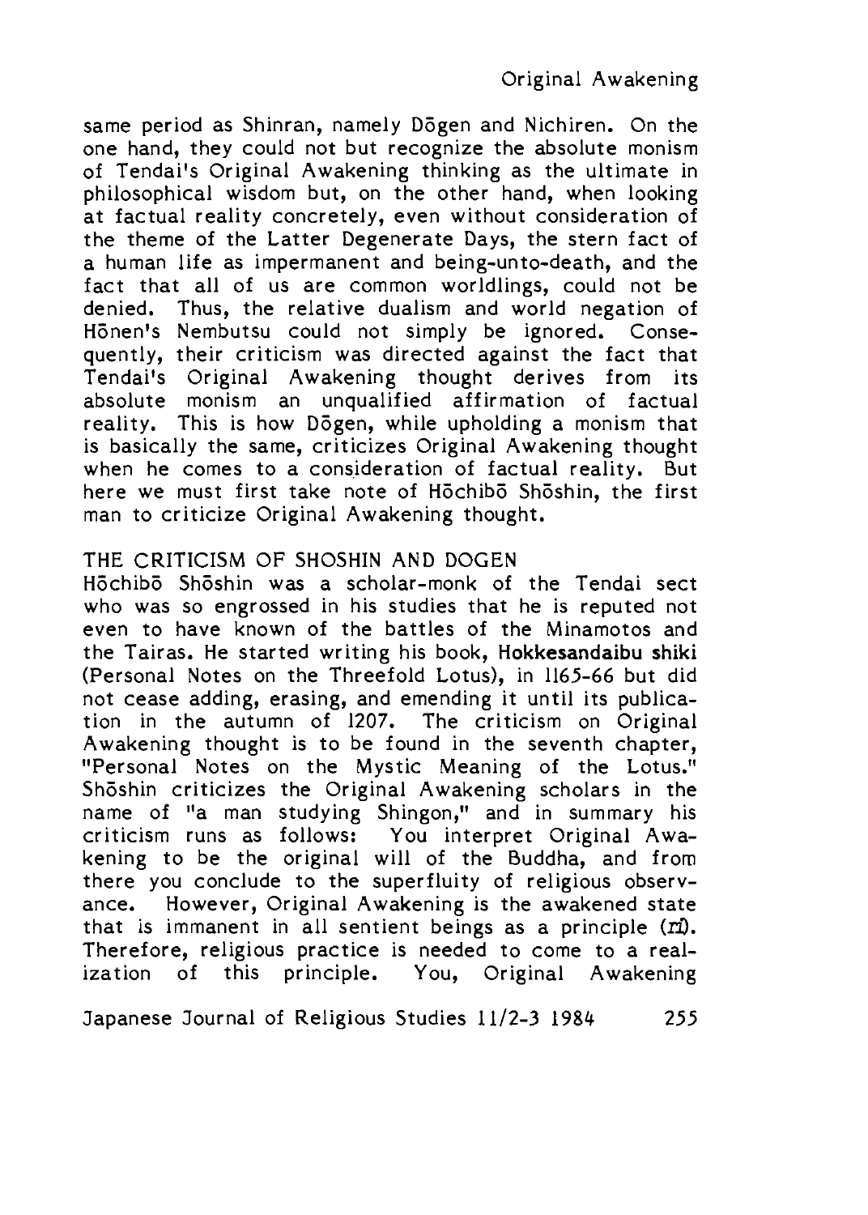same period as Shinran, namely Dōgen and Nichiren. On the one hand, they could not but recognize the absolute monism of Tendai's Original Awakening thinking as the ultimate in philosophical wisdom but, on the other hand, when looking at factual reality concretely, even without consideration of the theme of the Latter Degenerate Days, the stern fact of a human life as impermanent and being-unto-death, and the fact that all of us are common worldlings, could not be denied. Thus, the relative dualism and world negation of Hōnen's Nembutsu could not simply be ignored. Consequently, their criticism was directed against the fact that Tendai's Original Awakening thought derives from its absolute monism an unqualified affirmation of factual reality. This is how Dōgen, while upholding a monism that is basically the same, criticizes Original Awakening thought when he comes to a consideration of factual reality. But here we must first take note of Hōchibō Shōshin, the first man to criticize Original Awakening thought.

## THE CRITICISM OF SHOSHIN AND DOGEN

Hōchibō Shōshin was a scholar-monk of the Tendai sect who was so engrossed in his studies that he is reputed not even to have known of the battles of the Minamotos and the Tairas. He started writing his book, **Hokkesandaibu shiki** (Personal Notes on the Threefold Lotus), in 1165-66 but did not cease adding, erasing, and emending it until its publication in the autumn of 1207. The criticism on Original Awakening thought is to be found in the seventh chapter, "Personal Notes on the Mystic Meaning of the Lotus." Shōshin criticizes the Original Awakening scholars in the name of "a man studying Shingon," and in summary his criticism runs as follows: You interpret Original Awakening to be the original will of the Buddha, and from there you conclude to the superfluity of religious observance. However, Original Awakening is the awakened state that is immanent in all sentient beings as a principle (*ri*). Therefore, religious practice is needed to come to a realization of this principle. You, Original Awakening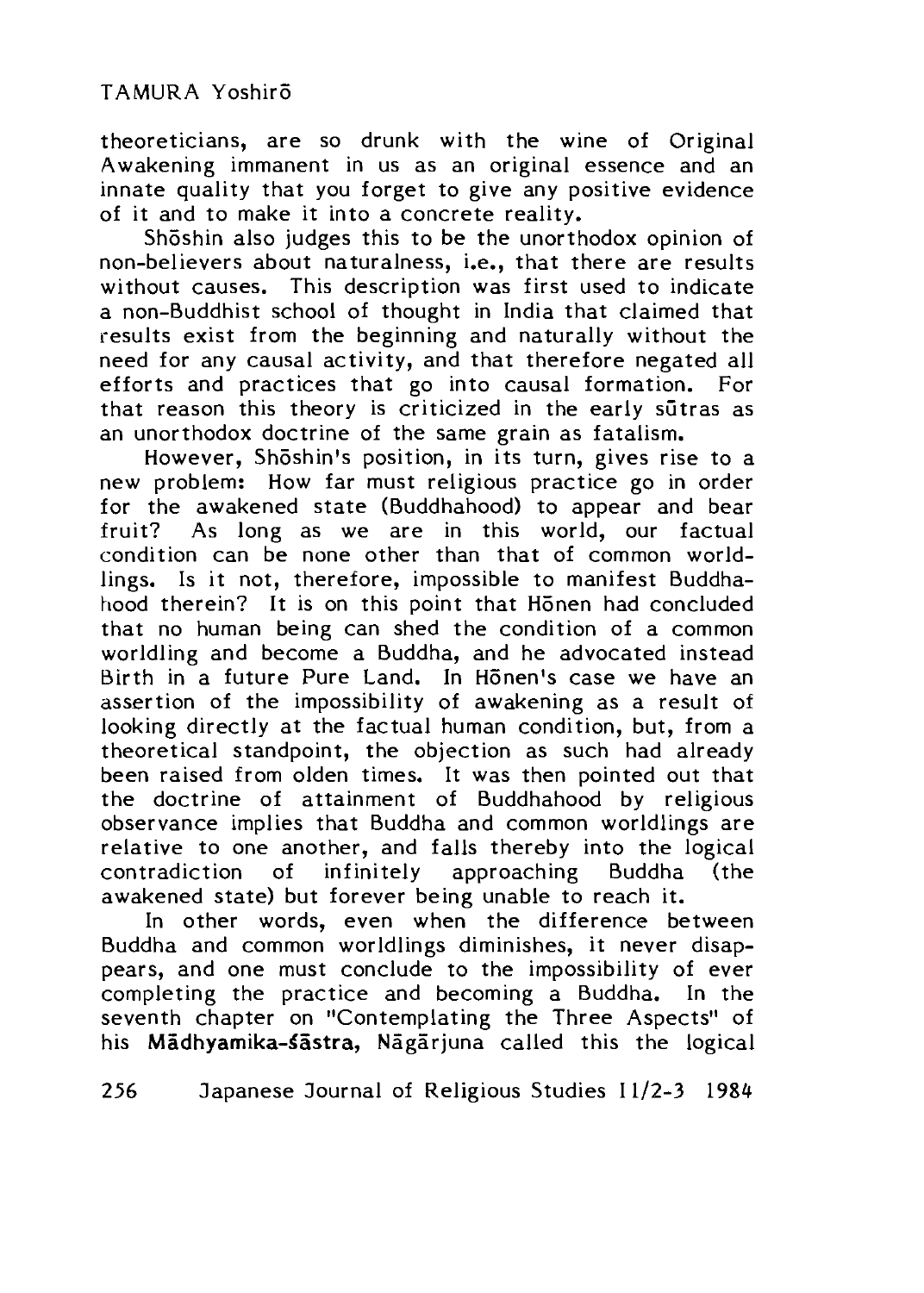theoreticians, are so drunk with the wine of Original Awakening immanent in us as an original essence and an innate quality that you forget to give any positive evidence of it and to make it into a concrete reality.

Shōshin also judges this to be the unorthodox opinion of non-believers about naturalness, i.e., that there are results without causes. This description was first used to indicate a non-Buddhist school of thought in India that claimed that results exist from the beginning and naturally without the need for any causal activity, and that therefore negated all efforts and practices that go into causal formation. For that reason this theory is criticized in the early sūtras as an unorthodox doctrine of the same grain as fatalism.

However, Shōshin's position, in its turn, gives rise to a new problem: How far must religious practice go in order for the awakened state (Buddhahood) to appear and bear fruit? As long as we are in this world, our factual condition can be none other than that of common worldlings. Is it not, therefore, impossible to manifest Buddhahood therein? It is on this point that Hōnen had concluded that no human being can shed the condition of a common worldling and become a Buddha, and he advocated instead Birth in a future Pure Land. In Hōnen's case we have an assertion of the impossibility of awakening as a result of looking directly at the factual human condition, but, from a theoretical standpoint, the objection as such had already been raised from olden times. It was then pointed out that the doctrine of attainment of Buddhahood by religious observance implies that Buddha and common worldlings are relative to one another, and falls thereby into the logical contradiction of infinitely approaching Buddha (the awakened state) but forever being unable to reach it.

In other words, even when the difference between Buddha and common worldlings diminishes, it never disappears, and one must conclude to the impossibility of ever completing the practice and becoming a Buddha. In the seventh chapter on "Contemplating the Three Aspects" of his **Mādhyamika-śāstra**, Nāgārjuna called this the logical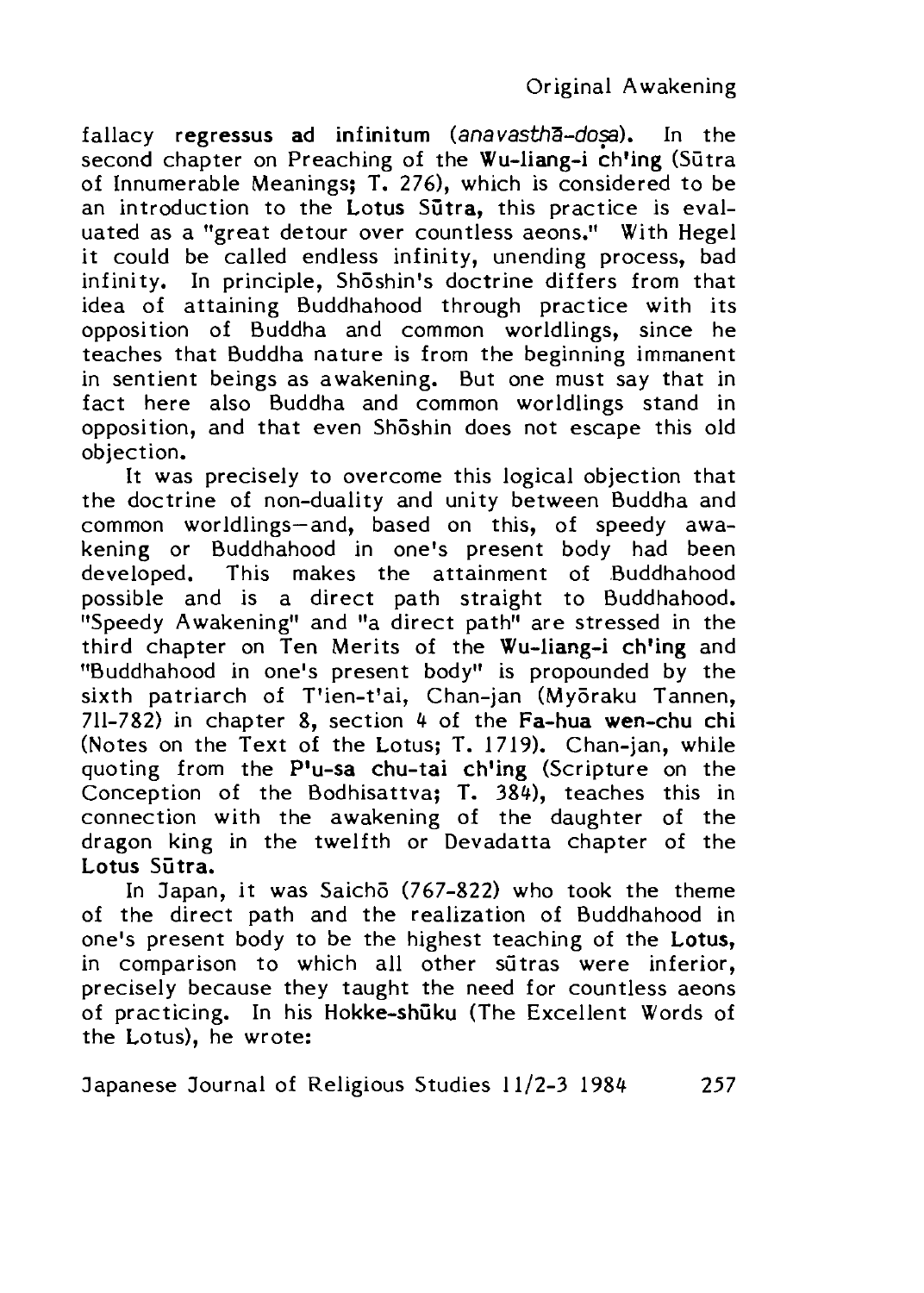fallacy **regressus ad infinitum** (*anavasthā-doṣa*). In the second chapter on Preaching of the **Wu-liang-i ch'ing** (Sūtra of Innumerable Meanings; T. 276), which is considered to be an introduction to the **Lotus Sūtra**, this practice is evaluated as a "great detour over countless aeons." With Hegel it could be called endless infinity, unending process, bad infinity. In principle, Shōshin's doctrine differs from that idea of attaining Buddhahood through practice with its opposition of Buddha and common worldlings, since he teaches that Buddha nature is from the beginning immanent in sentient beings as awakening. But one must say that in fact here also Buddha and common worldlings stand in opposition, and that even Shōshin does not escape this old objection.

It was precisely to overcome this logical objection that the doctrine of non-duality and unity between Buddha and common worldlings—and, based on this, of speedy awakening or Buddhahood in one's present body had been developed. This makes the attainment of Buddhahood possible and is a direct path straight to Buddhahood. "Speedy Awakening" and "a direct path" are stressed in the third chapter on Ten Merits of the **Wu-liang-i ch'ing** and "Buddhahood in one's present body" is propounded by the sixth patriarch of T'ien-t'ai, Chan-jan (Myōraku Tannen, 711-782) in chapter 8, section 4 of the **Fa-hua wen-chu chi** (Notes on the Text of the Lotus; T. 1719). Chan-jan, while quoting from the **P'u-sa chu-tai ch'ing** (Scripture on the Conception of the Bodhisattva; T. 384), teaches this in connection with the awakening of the daughter of the dragon king in the twelfth or Devadatta chapter of the **Lotus Sūtra**.

In Japan, it was Saichō (767-822) who took the theme of the direct path and the realization of Buddhahood in one's present body to be the highest teaching of the **Lotus**, in comparison to which all other sūtras were inferior, precisely because they taught the need for countless aeons of practicing. In his **Hokke-shūku** (The Excellent Words of the Lotus), he wrote: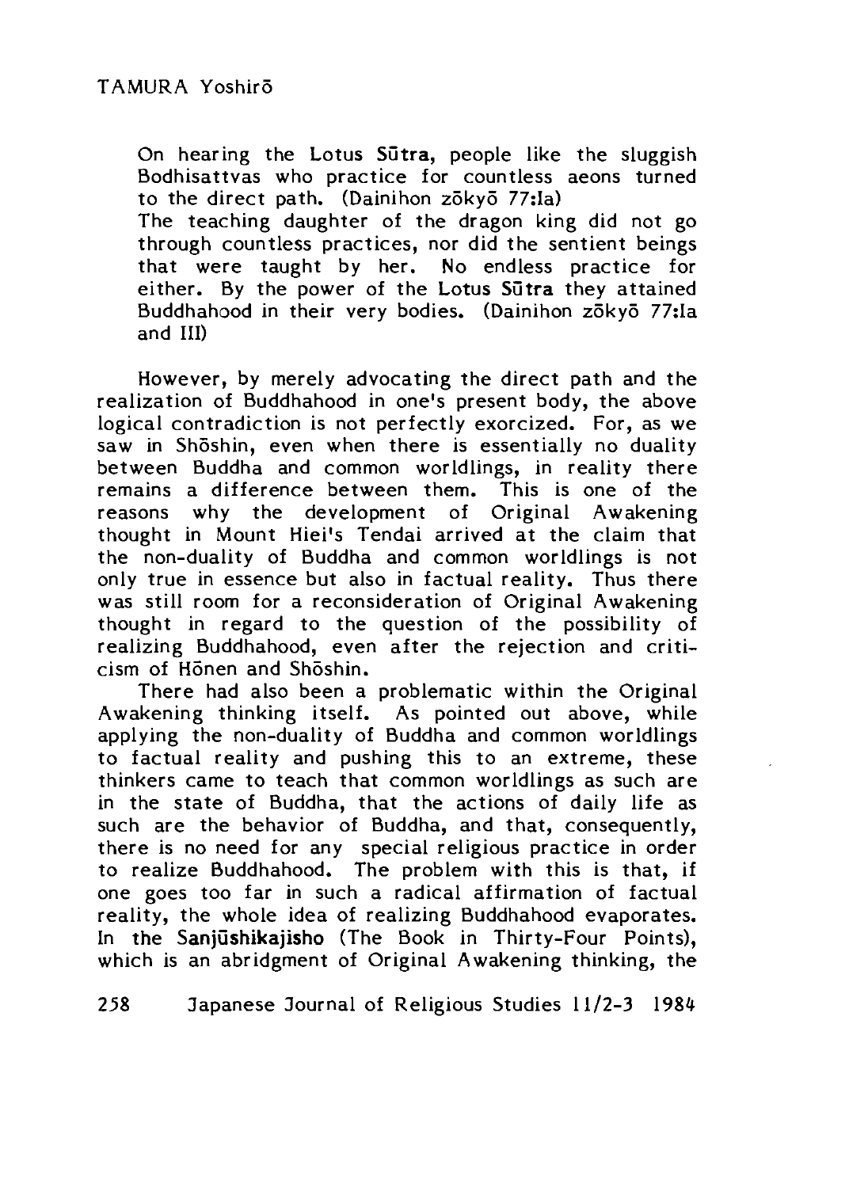On hearing the Lotus **Sūtra**, people like the sluggish Bodhisattvas who practice for countless aeons turned to the direct path. (Dainihon zōkyō 77:Ia)

The teaching daughter of the dragon king did not go through countless practices, nor did the sentient beings that were taught by her. No endless practice for either. By the power of the Lotus **Sūtra** they attained Buddhahood in their very bodies. (Dainihon zōkyō 77:Ia and III)

However, by merely advocating the direct path and the realization of Buddhahood in one's present body, the above logical contradiction is not perfectly exorcized. For, as we saw in Shōshin, even when there is essentially no duality between Buddha and common worldlings, in reality there remains a difference between them. This is one of the reasons why the development of Original Awakening thought in Mount Hiei's Tendai arrived at the claim that the non-duality of Buddha and common worldlings is not only true in essence but also in factual reality. Thus there was still room for a reconsideration of Original Awakening thought in regard to the question of the possibility of realizing Buddhahood, even after the rejection and criticism of Hōnen and Shōshin.

There had also been a problematic within the Original Awakening thinking itself. As pointed out above, while applying the non-duality of Buddha and common worldlings to factual reality and pushing this to an extreme, these thinkers came to teach that common worldlings as such are in the state of Buddha, that the actions of daily life as such are the behavior of Buddha, and that, consequently, there is no need for any special religious practice in order to realize Buddhahood. The problem with this is that, if one goes too far in such a radical affirmation of factual reality, the whole idea of realizing Buddhahood evaporates. In the **Sanjūshikajisho** (The Book in Thirty-Four Points), which is an abridgment of Original Awakening thinking, the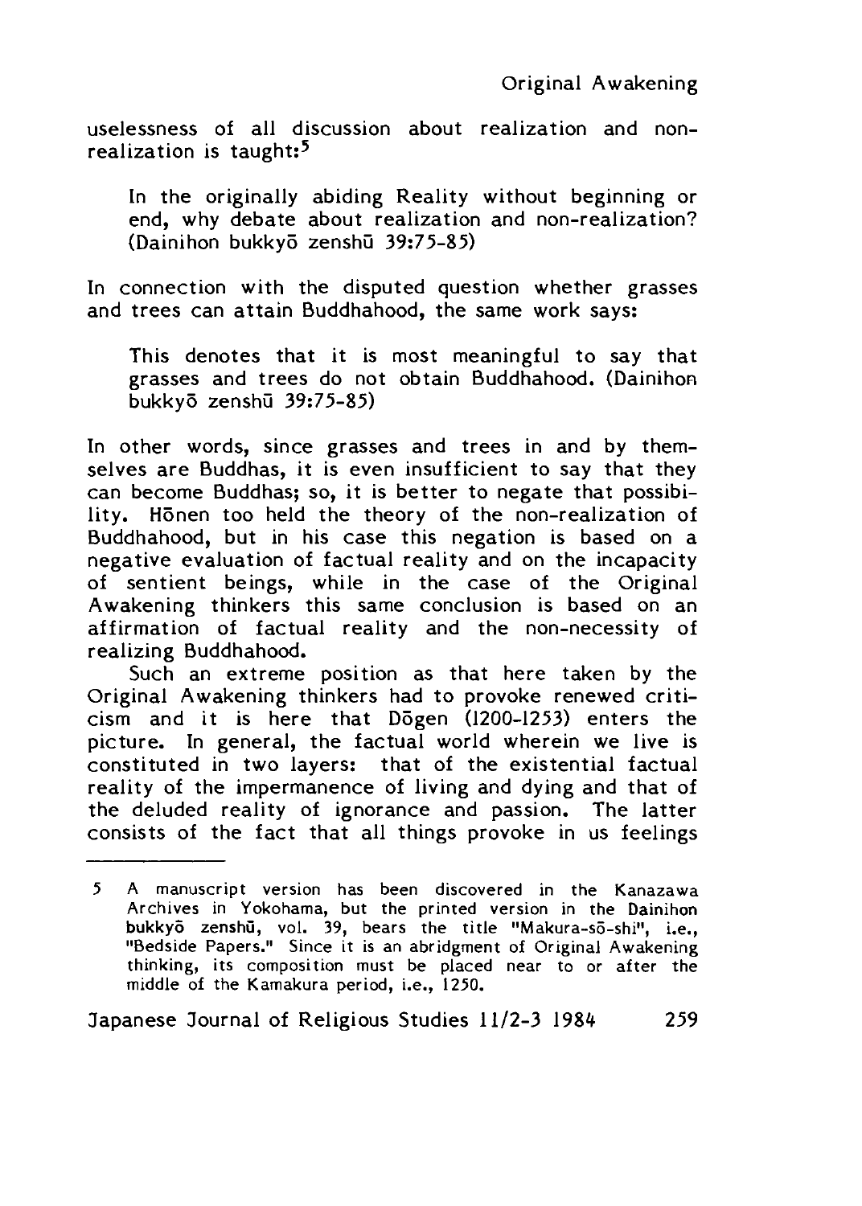uselessness of all discussion about realization and non-realization is taught:[5]

> In the originally abiding Reality without beginning or end, why debate about realization and non-realization? (Dainihon bukkyō zenshū 39:75-85)

In connection with the disputed question whether grasses and trees can attain Buddhahood, the same work says:

> This denotes that it is most meaningful to say that grasses and trees do not obtain Buddhahood. (Dainihon bukkyō zenshū 39:75-85)

In other words, since grasses and trees in and by themselves are Buddhas, it is even insufficient to say that they can become Buddhas; so, it is better to negate that possibility. Hōnen too held the theory of the non-realization of Buddhahood, but in his case this negation is based on a negative evaluation of factual reality and on the incapacity of sentient beings, while in the case of the Original Awakening thinkers this same conclusion is based on an affirmation of factual reality and the non-necessity of realizing Buddhahood.

Such an extreme position as that here taken by the Original Awakening thinkers had to provoke renewed criticism and it is here that Dōgen (1200-1253) enters the picture. In general, the factual world wherein we live is constituted in two layers: that of the existential factual reality of the impermanence of living and dying and that of the deluded reality of ignorance and passion. The latter consists of the fact that all things provoke in us feelings

---

5 A manuscript version has been discovered in the Kanazawa Archives in Yokohama, but the printed version in the Dainihon bukkyō zenshū, vol. 39, bears the title "Makura-sō-shi", i.e., "Bedside Papers." Since it is an abridgment of Original Awakening thinking, its composition must be placed near to or after the middle of the Kamakura period, i.e., 1250.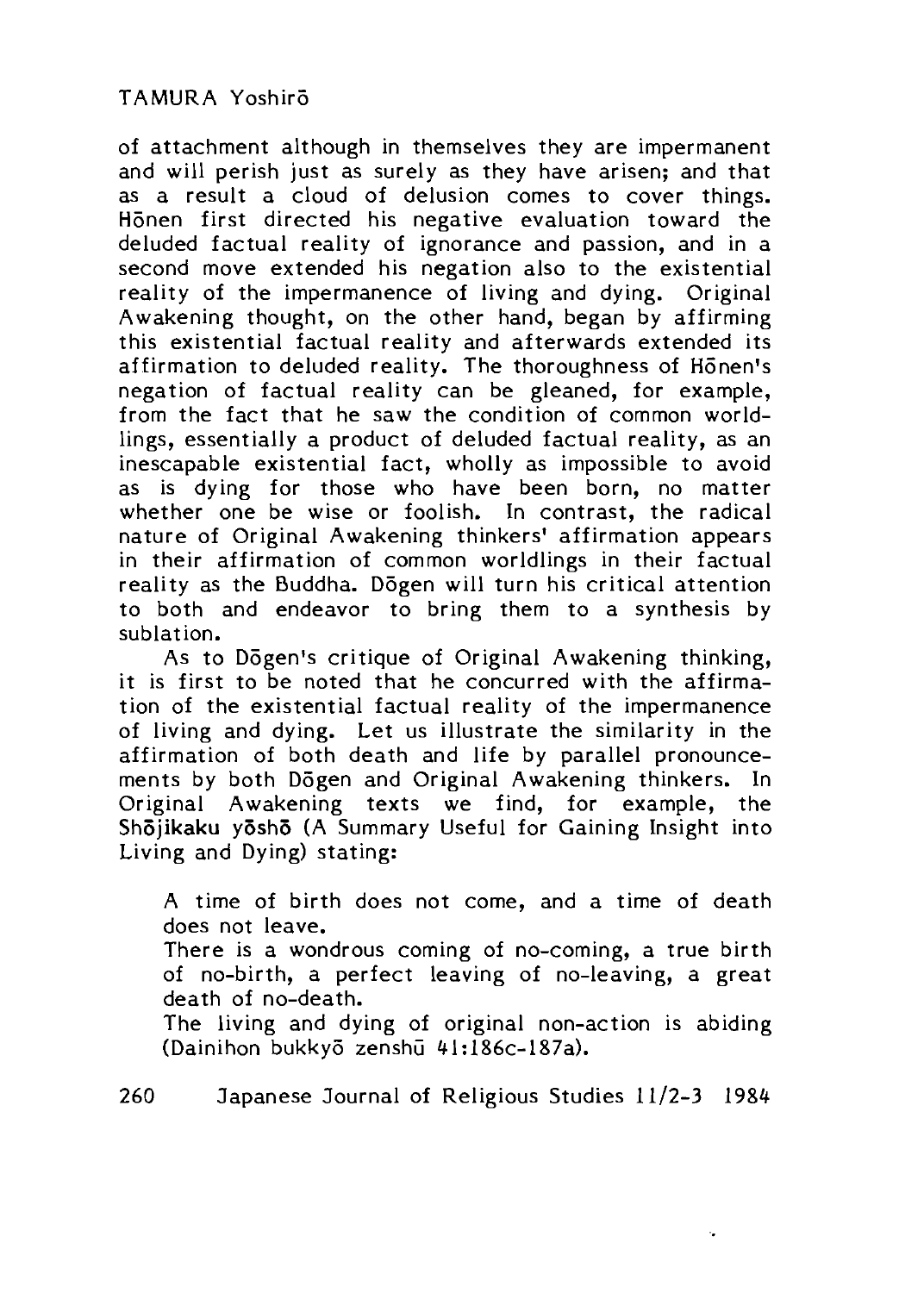of attachment although in themselves they are impermanent and will perish just as surely as they have arisen; and that as a result a cloud of delusion comes to cover things. Hōnen first directed his negative evaluation toward the deluded factual reality of ignorance and passion, and in a second move extended his negation also to the existential reality of the impermanence of living and dying. Original Awakening thought, on the other hand, began by affirming this existential factual reality and afterwards extended its affirmation to deluded reality. The thoroughness of Hōnen's negation of factual reality can be gleaned, for example, from the fact that he saw the condition of common worldlings, essentially a product of deluded factual reality, as an inescapable existential fact, wholly as impossible to avoid as is dying for those who have been born, no matter whether one be wise or foolish. In contrast, the radical nature of Original Awakening thinkers' affirmation appears in their affirmation of common worldlings in their factual reality as the Buddha. Dōgen will turn his critical attention to both and endeavor to bring them to a synthesis by sublation.

As to Dōgen's critique of Original Awakening thinking, it is first to be noted that he concurred with the affirmation of the existential factual reality of the impermanence of living and dying. Let us illustrate the similarity in the affirmation of both death and life by parallel pronouncements by both Dōgen and Original Awakening thinkers. In Original Awakening texts we find, for example, the **Shōjikaku yōshō** (A Summary Useful for Gaining Insight into Living and Dying) stating:

> A time of birth does not come, and a time of death does not leave.
>
> There is a wondrous coming of no-coming, a true birth of no-birth, a perfect leaving of no-leaving, a great death of no-death.
>
> The living and dying of original non-action is abiding (Dainihon bukkyō zenshū 41:186c-187a).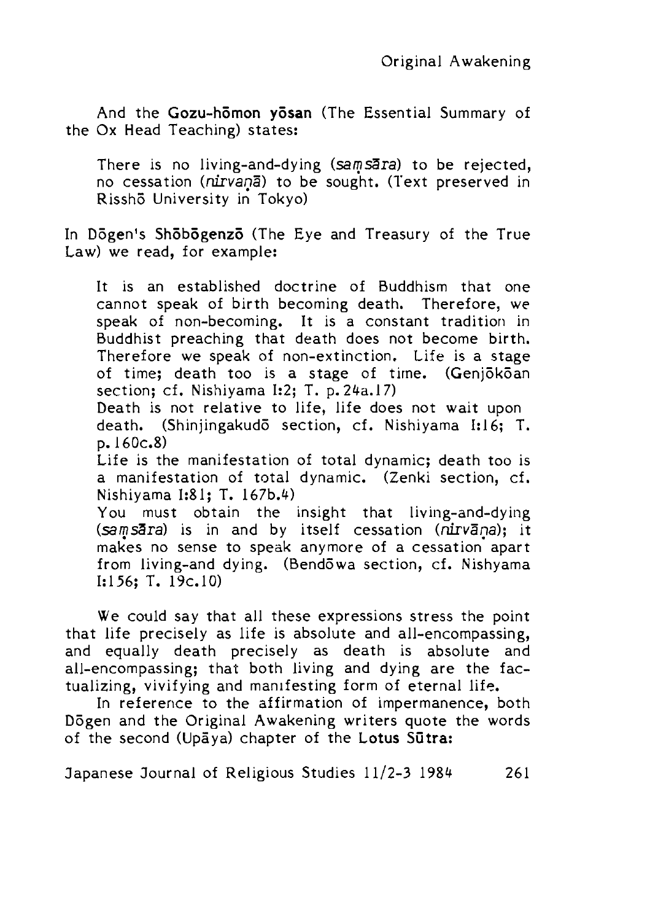And the **Gozu-hōmon yōsan** (The Essential Summary of the Ox Head Teaching) states:

> There is no living-and-dying (*saṃsāra*) to be rejected, no cessation (*nirvaṇā*) to be sought. (Text preserved in Risshō University in Tokyo)

In Dōgen's **Shōbōgenzō** (The Eye and Treasury of the True Law) we read, for example:

> It is an established doctrine of Buddhism that one cannot speak of birth becoming death. Therefore, we speak of non-becoming. It is a constant tradition in Buddhist preaching that death does not become birth. Therefore we speak of non-extinction. Life is a stage of time; death too is a stage of time. (Genjōkōan section; cf. Nishiyama I:2; T. p. 24a.17)
>
> Death is not relative to life, life does not wait upon death. (Shinjingakudō section, cf. Nishiyama I:16; T. p. 160c.8)
>
> Life is the manifestation of total dynamic; death too is a manifestation of total dynamic. (Zenki section, cf. Nishiyama I:81; T. 167b.4)
>
> You must obtain the insight that living-and-dying (*saṃsāra*) is in and by itself cessation (*nirvāṇa*); it makes no sense to speak anymore of a cessation apart from living-and dying. (Bendōwa section, cf. Nishyama I:156; T. 19c.10)

We could say that all these expressions stress the point that life precisely as life is absolute and all-encompassing, and equally death precisely as death is absolute and all-encompassing; that both living and dying are the factualizing, vivifying and manifesting form of eternal life.

In reference to the affirmation of impermanence, both Dōgen and the Original Awakening writers quote the words of the second (Upāya) chapter of the **Lotus Sūtra**: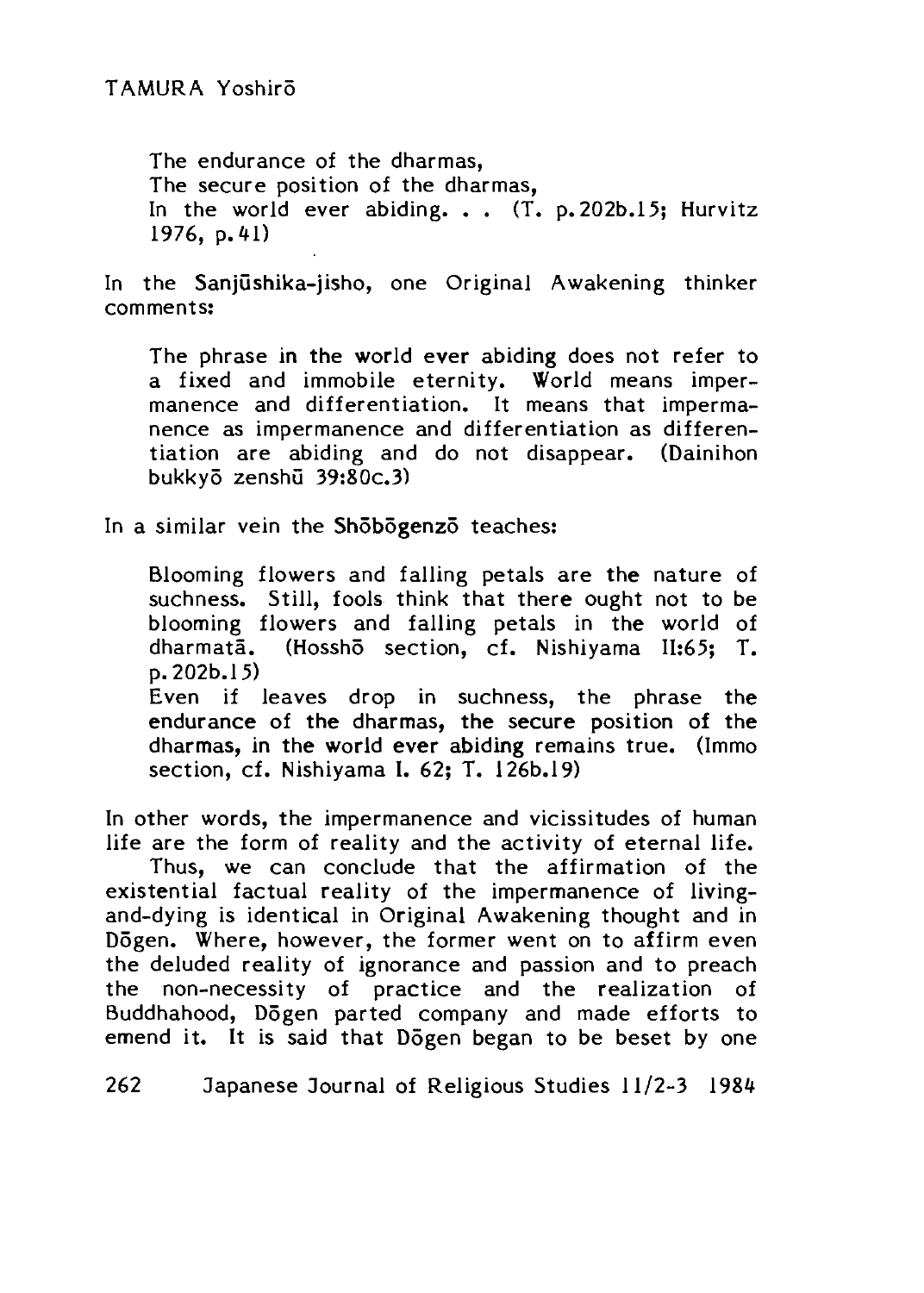> The endurance of the dharmas,
> The secure position of the dharmas,
> In the world ever abiding. . . (T. p.202b.15; Hurvitz 1976, p.41)

In the Sanjūshika-jisho, one Original Awakening thinker comments:

> The phrase in the world ever abiding does not refer to a fixed and immobile eternity. World means impermanence and differentiation. It means that impermanence as impermanence and differentiation as differentiation are abiding and do not disappear. (Dainihon bukkyō zenshū 39:80c.3)

In a similar vein the Shōbōgenzō teaches:

> Blooming flowers and falling petals are the nature of suchness. Still, fools think that there ought not to be blooming flowers and falling petals in the world of dharmatā. (Hosshō section, cf. Nishiyama II:65; T. p.202b.15)
>
> Even if leaves drop in suchness, the phrase the endurance of the dharmas, the secure position of the dharmas, in the world ever abiding remains true. (Immo section, cf. Nishiyama I. 62; T. 126b.19)

In other words, the impermanence and vicissitudes of human life are the form of reality and the activity of eternal life.

Thus, we can conclude that the affirmation of the existential factual reality of the impermanence of living-and-dying is identical in Original Awakening thought and in Dōgen. Where, however, the former went on to affirm even the deluded reality of ignorance and passion and to preach the non-necessity of practice and the realization of Buddhahood, Dōgen parted company and made efforts to emend it. It is said that Dōgen began to be beset by one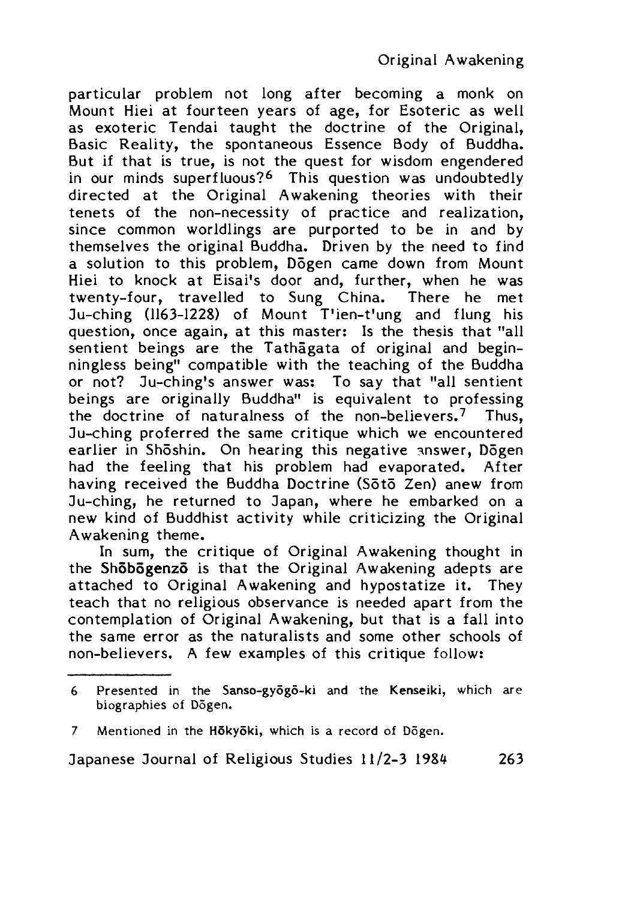particular problem not long after becoming a monk on Mount Hiei at fourteen years of age, for Esoteric as well as exoteric Tendai taught the doctrine of the Original, Basic Reality, the spontaneous Essence Body of Buddha. But if that is true, is not the quest for wisdom engendered in our minds superfluous?[6] This question was undoubtedly directed at the Original Awakening theories with their tenets of the non-necessity of practice and realization, since common worldlings are purported to be in and by themselves the original Buddha. Driven by the need to find a solution to this problem, Dōgen came down from Mount Hiei to knock at Eisai's door and, further, when he was twenty-four, travelled to Sung China. There he met Ju-ching (1163-1228) of Mount T'ien-t'ung and flung his question, once again, at this master: Is the thesis that "all sentient beings are the Tathāgata of original and beginningless being" compatible with the teaching of the Buddha or not? Ju-ching's answer was: To say that "all sentient beings are originally Buddha" is equivalent to professing the doctrine of naturalness of the non-believers.[7] Thus, Ju-ching proferred the same critique which we encountered earlier in Shōshin. On hearing this negative answer, Dōgen had the feeling that his problem had evaporated. After having received the Buddha Doctrine (Sōtō Zen) anew from Ju-ching, he returned to Japan, where he embarked on a new kind of Buddhist activity while criticizing the Original Awakening theme.

In sum, the critique of Original Awakening thought in the **Shōbōgenzō** is that the Original Awakening adepts are attached to Original Awakening and hypostatize it. They teach that no religious observance is needed apart from the contemplation of Original Awakening, but that is a fall into the same error as the naturalists and some other schools of non-believers. A few examples of this critique follow:

---

6 Presented in the Sanso-gyōgō-ki and the **Kenseiki**, which are biographies of Dōgen.

7 Mentioned in the **Hōkyōki**, which is a record of Dōgen.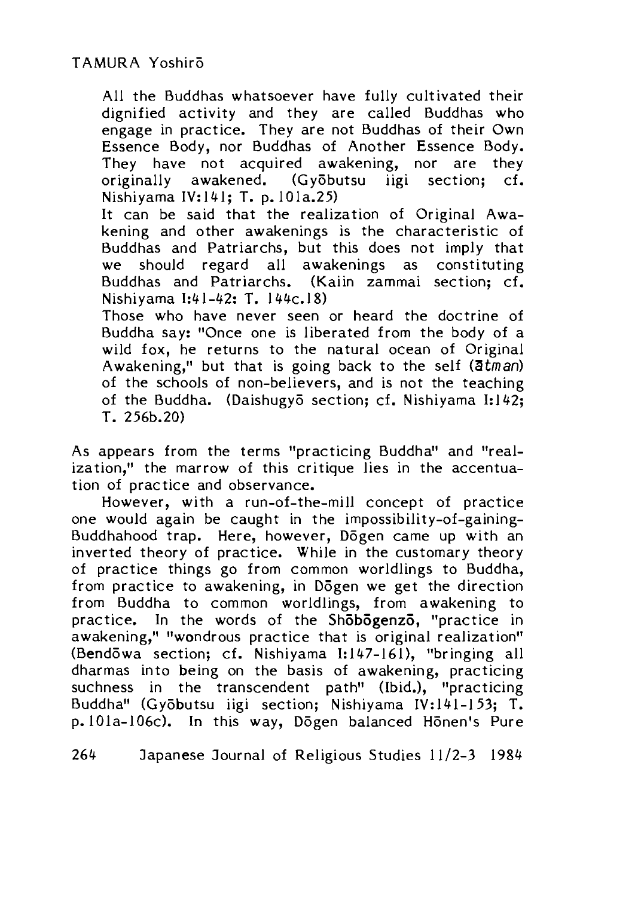> All the Buddhas whatsoever have fully cultivated their dignified activity and they are called Buddhas who engage in practice. They are not Buddhas of their Own Essence Body, nor Buddhas of Another Essence Body. They have not acquired awakening, nor are they originally awakened. (Gyōbutsu iigi section; cf. Nishiyama IV:141; T. p.101a.25)
>
> It can be said that the realization of Original Awakening and other awakenings is the characteristic of Buddhas and Patriarchs, but this does not imply that we should regard all awakenings as constituting Buddhas and Patriarchs. (Kaiin zammai section; cf. Nishiyama I:41-42: T. 144c.18)
>
> Those who have never seen or heard the doctrine of Buddha say: "Once one is liberated from the body of a wild fox, he returns to the natural ocean of Original Awakening," but that is going back to the self (*ātman*) of the schools of non-believers, and is not the teaching of the Buddha. (Daishugyō section; cf. Nishiyama I:142; T. 256b.20)

As appears from the terms "practicing Buddha" and "realization," the marrow of this critique lies in the accentuation of practice and observance.

However, with a run-of-the-mill concept of practice one would again be caught in the impossibility-of-gaining-Buddhahood trap. Here, however, Dōgen came up with an inverted theory of practice. While in the customary theory of practice things go from common worldlings to Buddha, from practice to awakening, in Dōgen we get the direction from Buddha to common worldlings, from awakening to practice. In the words of the **Shōbōgenzō**, "practice in awakening," "wondrous practice that is original realization" (Bendōwa section; cf. Nishiyama I:147-161), "bringing all dharmas into being on the basis of awakening, practicing suchness in the transcendent path" (Ibid.), "practicing Buddha" (Gyōbutsu iigi section; Nishiyama IV:141-153; T. p.101a-106c). In this way, Dōgen balanced Hōnen's Pure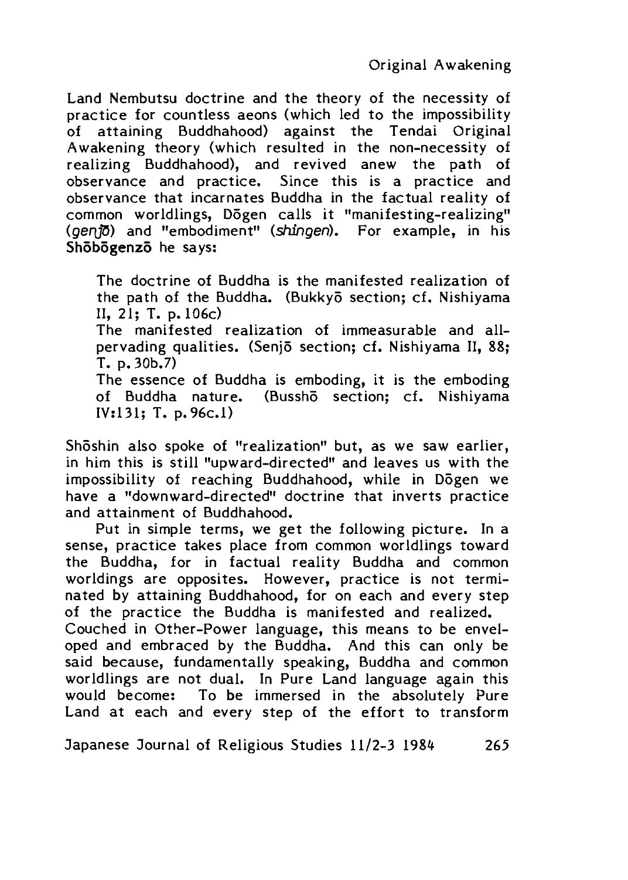Land Nembutsu doctrine and the theory of the necessity of practice for countless aeons (which led to the impossibility of attaining Buddhahood) against the Tendai Original Awakening theory (which resulted in the non-necessity of realizing Buddhahood), and revived anew the path of observance and practice. Since this is a practice and observance that incarnates Buddha in the factual reality of common worldlings, Dōgen calls it "manifesting-realizing" (*genjō*) and "embodiment" (*shingen*). For example, in his **Shōbōgenzō** he says:

> The doctrine of Buddha is the manifested realization of the path of the Buddha. (Bukkyō section; cf. Nishiyama II, 21; T. p.106c)
>
> The manifested realization of immeasurable and all-pervading qualities. (Senjō section; cf. Nishiyama II, 88; T. p.30b.7)
>
> The essence of Buddha is emboding, it is the emboding of Buddha nature. (Busshō section; cf. Nishiyama IV:131; T. p.96c.1)

Shōshin also spoke of "realization" but, as we saw earlier, in him this is still "upward-directed" and leaves us with the impossibility of reaching Buddhahood, while in Dōgen we have a "downward-directed" doctrine that inverts practice and attainment of Buddhahood.

Put in simple terms, we get the following picture. In a sense, practice takes place from common worldlings toward the Buddha, for in factual reality Buddha and common worldings are opposites. However, practice is not terminated by attaining Buddhahood, for on each and every step of the practice the Buddha is manifested and realized. Couched in Other-Power language, this means to be enveloped and embraced by the Buddha. And this can only be said because, fundamentally speaking, Buddha and common worldlings are not dual. In Pure Land language again this would become: To be immersed in the absolutely Pure Land at each and every step of the effort to transform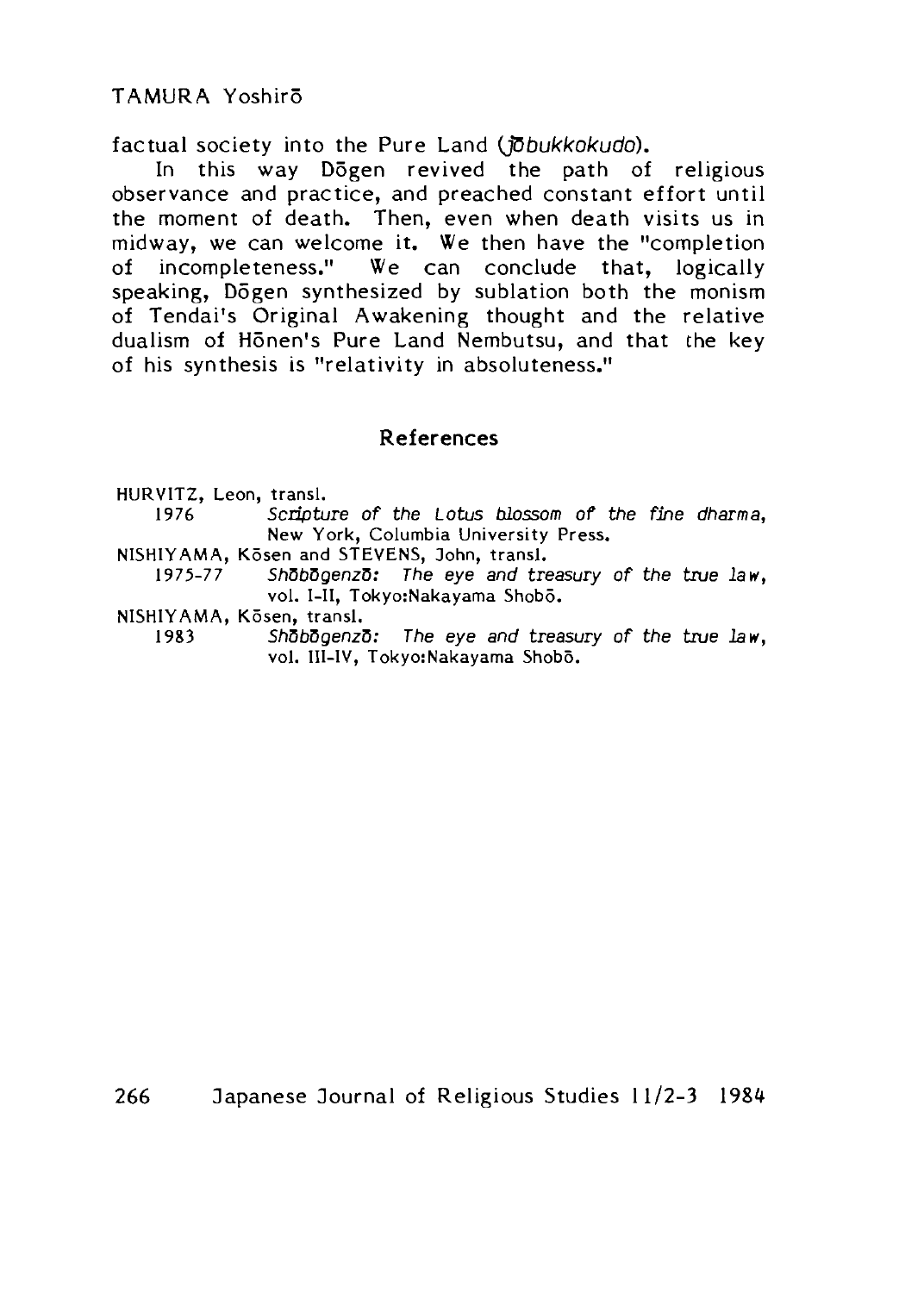factual society into the Pure Land (*jōbukkokudo*).

In this way Dōgen revived the path of religious observance and practice, and preached constant effort until the moment of death. Then, even when death visits us in midway, we can welcome it. We then have the "completion of incompleteness." We can conclude that, logically speaking, Dōgen synthesized by sublation both the monism of Tendai's Original Awakening thought and the relative dualism of Hōnen's Pure Land Nembutsu, and that the key of his synthesis is "relativity in absoluteness."

## References

HURVITZ, Leon, transl.
1976 *Scripture of the Lotus blossom of the fine dharma*, New York, Columbia University Press.

NISHIYAMA, Kōsen and STEVENS, John, transl.
1975-77 *Shōbōgenzō: The eye and treasury of the true law*, vol. I-II, Tokyo:Nakayama Shobō.

NISHIYAMA, Kōsen, transl.
1983 *Shōbōgenzō: The eye and treasury of the true law*, vol. III-IV, Tokyo:Nakayama Shobō.